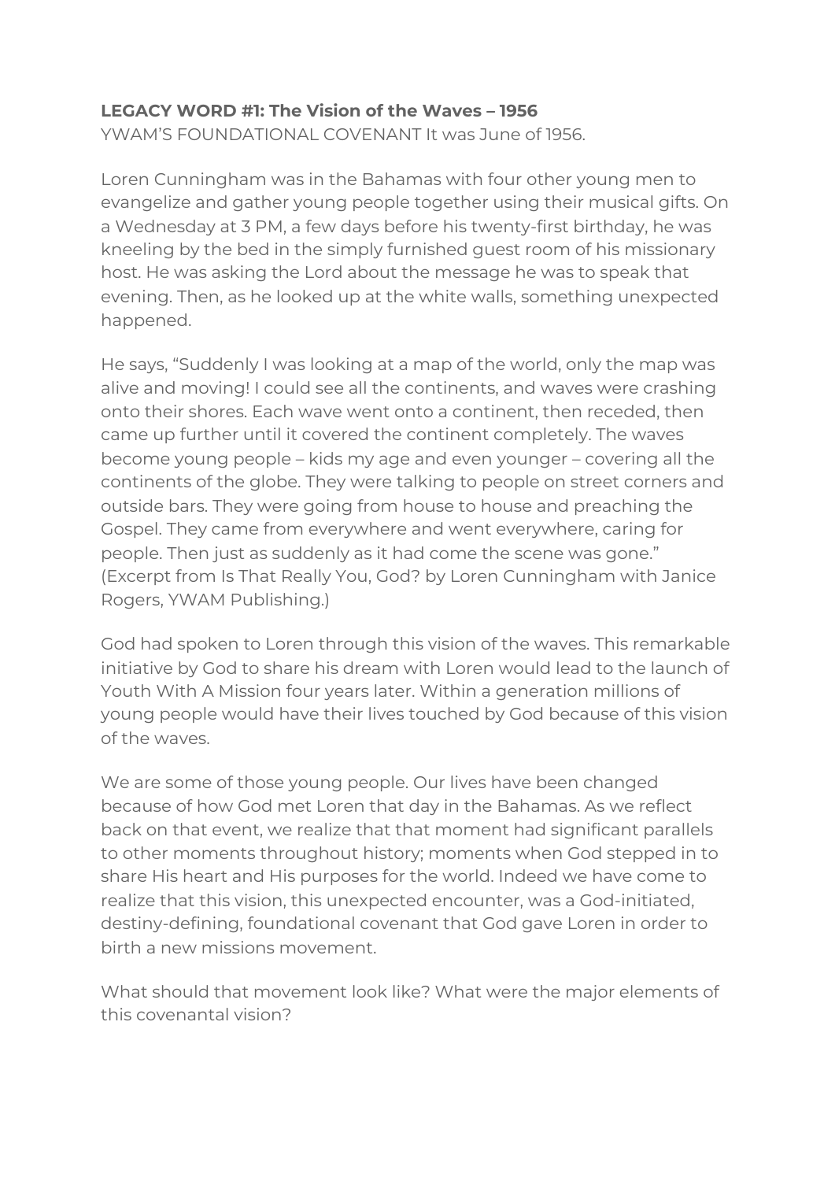**LEGACY WORD #1: The Vision of the Waves – 1956**
YWAM'S FOUNDATIONAL COVENANT It was June of 1956.

Loren Cunningham was in the Bahamas with four other young men to evangelize and gather young people together using their musical gifts. On a Wednesday at 3 PM, a few days before his twenty-first birthday, he was kneeling by the bed in the simply furnished guest room of his missionary host. He was asking the Lord about the message he was to speak that evening. Then, as he looked up at the white walls, something unexpected happened.

He says, "Suddenly I was looking at a map of the world, only the map was alive and moving! I could see all the continents, and waves were crashing onto their shores. Each wave went onto a continent, then receded, then came up further until it covered the continent completely. The waves become young people – kids my age and even younger – covering all the continents of the globe. They were talking to people on street corners and outside bars. They were going from house to house and preaching the Gospel. They came from everywhere and went everywhere, caring for people. Then just as suddenly as it had come the scene was gone." (Excerpt from Is That Really You, God? by Loren Cunningham with Janice Rogers, YWAM Publishing.)

God had spoken to Loren through this vision of the waves. This remarkable initiative by God to share his dream with Loren would lead to the launch of Youth With A Mission four years later. Within a generation millions of young people would have their lives touched by God because of this vision of the waves.

We are some of those young people. Our lives have been changed because of how God met Loren that day in the Bahamas. As we reflect back on that event, we realize that that moment had significant parallels to other moments throughout history; moments when God stepped in to share His heart and His purposes for the world. Indeed we have come to realize that this vision, this unexpected encounter, was a God-initiated, destiny-defining, foundational covenant that God gave Loren in order to birth a new missions movement.

What should that movement look like? What were the major elements of this covenantal vision?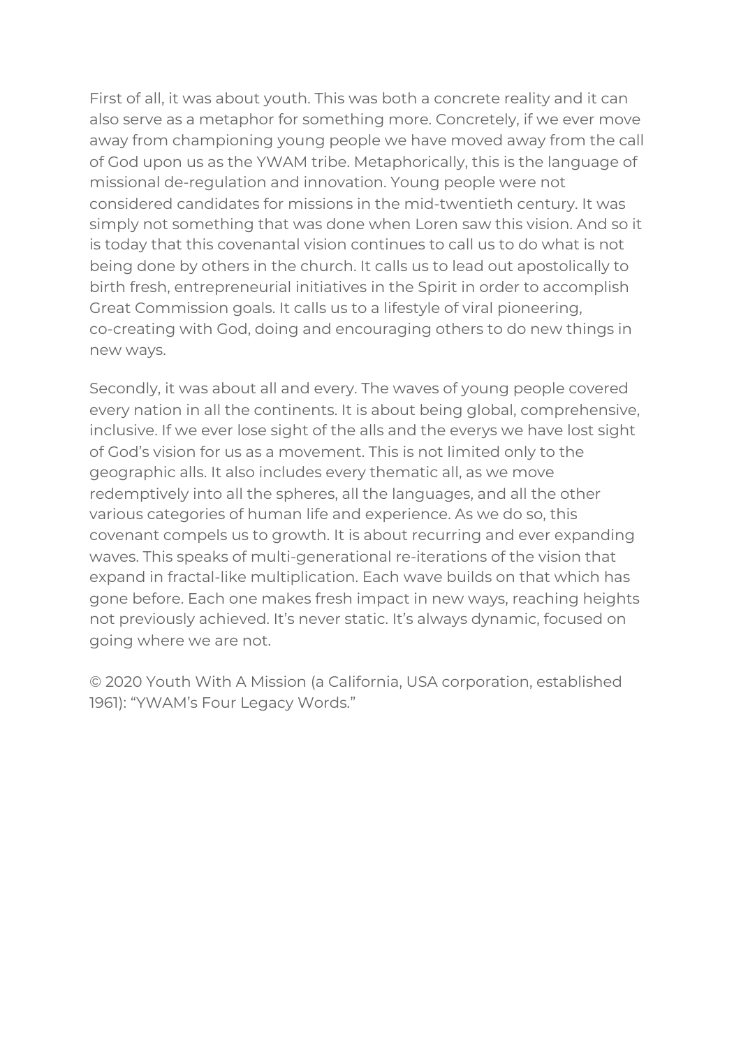First of all, it was about youth. This was both a concrete reality and it can also serve as a metaphor for something more. Concretely, if we ever move away from championing young people we have moved away from the call of God upon us as the YWAM tribe. Metaphorically, this is the language of missional de-regulation and innovation. Young people were not considered candidates for missions in the mid-twentieth century. It was simply not something that was done when Loren saw this vision. And so it is today that this covenantal vision continues to call us to do what is not being done by others in the church. It calls us to lead out apostolically to birth fresh, entrepreneurial initiatives in the Spirit in order to accomplish Great Commission goals. It calls us to a lifestyle of viral pioneering, co-creating with God, doing and encouraging others to do new things in new ways.

Secondly, it was about all and every. The waves of young people covered every nation in all the continents. It is about being global, comprehensive, inclusive. If we ever lose sight of the alls and the everys we have lost sight of God's vision for us as a movement. This is not limited only to the geographic alls. It also includes every thematic all, as we move redemptively into all the spheres, all the languages, and all the other various categories of human life and experience. As we do so, this covenant compels us to growth. It is about recurring and ever expanding waves. This speaks of multi-generational re-iterations of the vision that expand in fractal-like multiplication. Each wave builds on that which has gone before. Each one makes fresh impact in new ways, reaching heights not previously achieved. It's never static. It's always dynamic, focused on going where we are not.

© 2020 Youth With A Mission (a California, USA corporation, established 1961): "YWAM's Four Legacy Words."